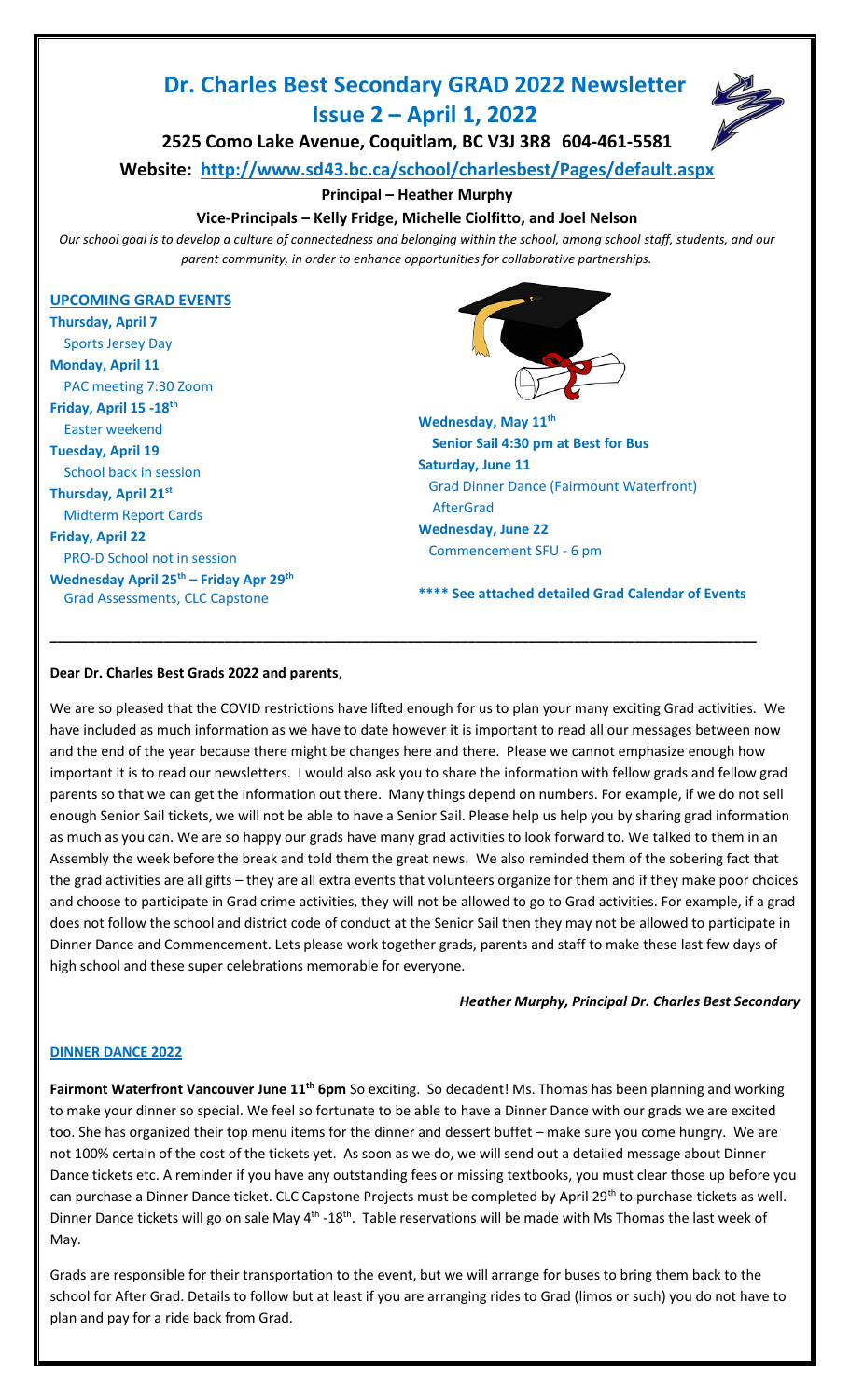# Dr. Charles Best Secondary GRAD 2022 Newsletter
# Issue 2 – April 1, 2022

**2525 Como Lake Avenue, Coquitlam, BC V3J 3R8 604-461-5581**

**Website: http://www.sd43.bc.ca/school/charlesbest/Pages/default.aspx**

**Principal – Heather Murphy**

**Vice-Principals – Kelly Fridge, Michelle Ciolfitto, and Joel Nelson**

*Our school goal is to develop a culture of connectedness and belonging within the school, among school staff, students, and our parent community, in order to enhance opportunities for collaborative partnerships.*

## UPCOMING GRAD EVENTS

**Thursday, April 7**
Sports Jersey Day

**Monday, April 11**
PAC meeting 7:30 Zoom

**Friday, April 15 -18th**
Easter weekend

**Tuesday, April 19**
School back in session

**Thursday, April 21st**
Midterm Report Cards

**Friday, April 22**
PRO-D School not in session

**Wednesday April 25th – Friday Apr 29th**
Grad Assessments, CLC Capstone

**Wednesday, May 11th**
Senior Sail 4:30 pm at Best for Bus

**Saturday, June 11**
Grad Dinner Dance (Fairmount Waterfront)
AfterGrad

**Wednesday, June 22**
Commencement SFU - 6 pm

**\*\*\*\* See attached detailed Grad Calendar of Events**

---

**Dear Dr. Charles Best Grads 2022 and parents**,

We are so pleased that the COVID restrictions have lifted enough for us to plan your many exciting Grad activities. We have included as much information as we have to date however it is important to read all our messages between now and the end of the year because there might be changes here and there. Please we cannot emphasize enough how important it is to read our newsletters. I would also ask you to share the information with fellow grads and fellow grad parents so that we can get the information out there. Many things depend on numbers. For example, if we do not sell enough Senior Sail tickets, we will not be able to have a Senior Sail. Please help us help you by sharing grad information as much as you can. We are so happy our grads have many grad activities to look forward to. We talked to them in an Assembly the week before the break and told them the great news. We also reminded them of the sobering fact that the grad activities are all gifts – they are all extra events that volunteers organize for them and if they make poor choices and choose to participate in Grad crime activities, they will not be allowed to go to Grad activities. For example, if a grad does not follow the school and district code of conduct at the Senior Sail then they may not be allowed to participate in Dinner Dance and Commencement. Lets please work together grads, parents and staff to make these last few days of high school and these super celebrations memorable for everyone.

*Heather Murphy, Principal Dr. Charles Best Secondary*

## DINNER DANCE 2022

**Fairmont Waterfront Vancouver June 11th 6pm** So exciting. So decadent! Ms. Thomas has been planning and working to make your dinner so special. We feel so fortunate to be able to have a Dinner Dance with our grads we are excited too. She has organized their top menu items for the dinner and dessert buffet – make sure you come hungry. We are not 100% certain of the cost of the tickets yet. As soon as we do, we will send out a detailed message about Dinner Dance tickets etc. A reminder if you have any outstanding fees or missing textbooks, you must clear those up before you can purchase a Dinner Dance ticket. CLC Capstone Projects must be completed by April 29th to purchase tickets as well. Dinner Dance tickets will go on sale May 4th -18th. Table reservations will be made with Ms Thomas the last week of May.

Grads are responsible for their transportation to the event, but we will arrange for buses to bring them back to the school for After Grad. Details to follow but at least if you are arranging rides to Grad (limos or such) you do not have to plan and pay for a ride back from Grad.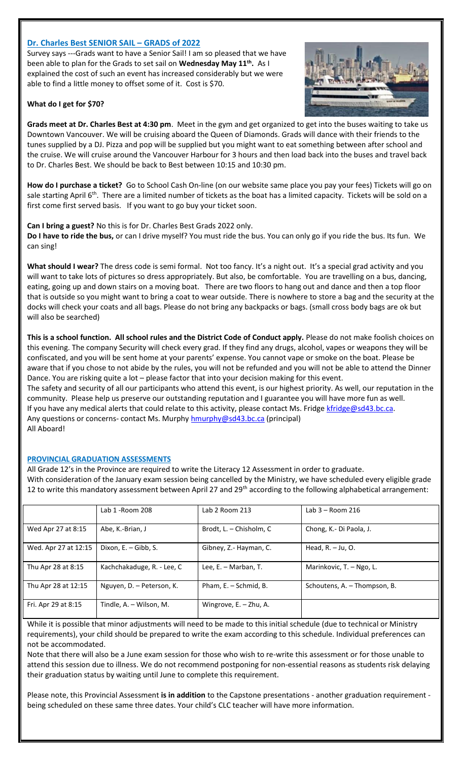## Dr. Charles Best SENIOR SAIL – GRADS of 2022

Survey says ---Grads want to have a Senior Sail! I am so pleased that we have been able to plan for the Grads to set sail on **Wednesday May 11th.** As I explained the cost of such an event has increased considerably but we were able to find a little money to offset some of it. Cost is $70.

**What do I get for $70?**

**Grads meet at Dr. Charles Best at 4:30 pm**. Meet in the gym and get organized to get into the buses waiting to take us Downtown Vancouver. We will be cruising aboard the Queen of Diamonds. Grads will dance with their friends to the tunes supplied by a DJ. Pizza and pop will be supplied but you might want to eat something between after school and the cruise. We will cruise around the Vancouver Harbour for 3 hours and then load back into the buses and travel back to Dr. Charles Best. We should be back to Best between 10:15 and 10:30 pm.

**How do I purchase a ticket?** Go to School Cash On-line (on our website same place you pay your fees) Tickets will go on sale starting April 6th. There are a limited number of tickets as the boat has a limited capacity. Tickets will be sold on a first come first served basis. If you want to go buy your ticket soon.

**Can I bring a guest?** No this is for Dr. Charles Best Grads 2022 only.

**Do I have to ride the bus,** or can I drive myself? You must ride the bus. You can only go if you ride the bus. Its fun. We can sing!

**What should I wear?** The dress code is semi formal. Not too fancy. It's a night out. It's a special grad activity and you will want to take lots of pictures so dress appropriately. But also, be comfortable. You are travelling on a bus, dancing, eating, going up and down stairs on a moving boat. There are two floors to hang out and dance and then a top floor that is outside so you might want to bring a coat to wear outside. There is nowhere to store a bag and the security at the docks will check your coats and all bags. Please do not bring any backpacks or bags. (small cross body bags are ok but will also be searched)

**This is a school function. All school rules and the District Code of Conduct apply.** Please do not make foolish choices on this evening. The company Security will check every grad. If they find any drugs, alcohol, vapes or weapons they will be confiscated, and you will be sent home at your parents' expense. You cannot vape or smoke on the boat. Please be aware that if you chose to not abide by the rules, you will not be refunded and you will not be able to attend the Dinner Dance. You are risking quite a lot – please factor that into your decision making for this event.

The safety and security of all our participants who attend this event, is our highest priority. As well, our reputation in the community. Please help us preserve our outstanding reputation and I guarantee you will have more fun as well.

If you have any medical alerts that could relate to this activity, please contact Ms. Fridge kfridge@sd43.bc.ca.

Any questions or concerns- contact Ms. Murphy hmurphy@sd43.bc.ca (principal)

All Aboard!

## PROVINCIAL GRADUATION ASSESSMENTS

All Grade 12's in the Province are required to write the Literacy 12 Assessment in order to graduate.

With consideration of the January exam session being cancelled by the Ministry, we have scheduled every eligible grade 12 to write this mandatory assessment between April 27 and 29th according to the following alphabetical arrangement:

| | Lab 1 -Room 208 | Lab 2 Room 213 | Lab 3 – Room 216 |
|---|---|---|---|
| Wed Apr 27 at 8:15 | Abe, K.-Brian, J | Brodt, L. – Chisholm, C | Chong, K.- Di Paola, J. |
| Wed. Apr 27 at 12:15 | Dixon, E. – Gibb, S. | Gibney, Z.- Hayman, C. | Head, R. – Ju, O. |
| Thu Apr 28 at 8:15 | Kachchakaduge, R. - Lee, C | Lee, E. – Marban, T. | Marinkovic, T. – Ngo, L. |
| Thu Apr 28 at 12:15 | Nguyen, D. – Peterson, K. | Pham, E. – Schmid, B. | Schoutens, A. – Thompson, B. |
| Fri. Apr 29 at 8:15 | Tindle, A. – Wilson, M. | Wingrove, E. – Zhu, A. | |

While it is possible that minor adjustments will need to be made to this initial schedule (due to technical or Ministry requirements), your child should be prepared to write the exam according to this schedule. Individual preferences can not be accommodated.

Note that there will also be a June exam session for those who wish to re-write this assessment or for those unable to attend this session due to illness. We do not recommend postponing for non-essential reasons as students risk delaying their graduation status by waiting until June to complete this requirement.

Please note, this Provincial Assessment **is in addition** to the Capstone presentations - another graduation requirement - being scheduled on these same three dates. Your child's CLC teacher will have more information.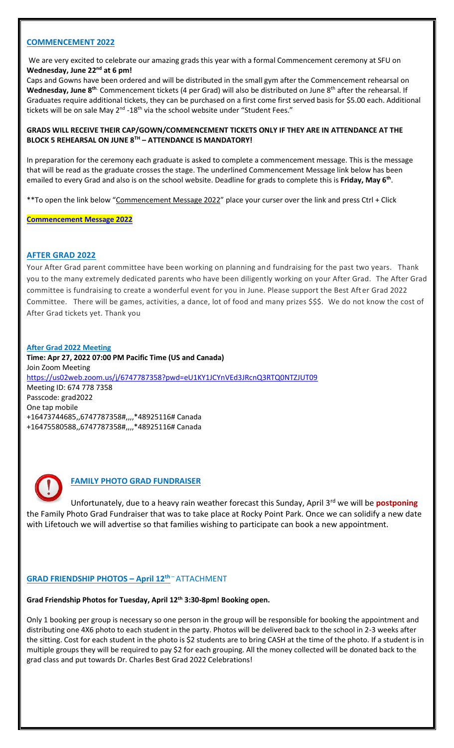## COMMENCEMENT 2022

We are very excited to celebrate our amazing grads this year with a formal Commencement ceremony at SFU on **Wednesday, June 22nd at 6 pm!**

Caps and Gowns have been ordered and will be distributed in the small gym after the Commencement rehearsal on **Wednesday, June 8th.** Commencement tickets (4 per Grad) will also be distributed on June 8th after the rehearsal. If Graduates require additional tickets, they can be purchased on a first come first served basis for $5.00 each. Additional tickets will be on sale May 2nd -18th via the school website under "Student Fees."

**GRADS WILL RECEIVE THEIR CAP/GOWN/COMMENCEMENT TICKETS ONLY IF THEY ARE IN ATTENDANCE AT THE BLOCK 5 REHEARSAL ON JUNE 8TH – ATTENDANCE IS MANDATORY!**

In preparation for the ceremony each graduate is asked to complete a commencement message. This is the message that will be read as the graduate crosses the stage. The underlined Commencement Message link below has been emailed to every Grad and also is on the school website. Deadline for grads to complete this is **Friday, May 6th**.

**To open the link below "Commencement Message 2022" place your curser over the link and press Ctrl + Click

**Commencement Message 2022**

## AFTER GRAD 2022

Your After Grad parent committee have been working on planning and fundraising for the past two years. Thank you to the many extremely dedicated parents who have been diligently working on your After Grad. The After Grad committee is fundraising to create a wonderful event for you in June. Please support the Best After Grad 2022 Committee. There will be games, activities, a dance, lot of food and many prizes $$$. We do not know the cost of After Grad tickets yet. Thank you

**After Grad 2022 Meeting**
**Time: Apr 27, 2022 07:00 PM Pacific Time (US and Canada)**
Join Zoom Meeting
https://us02web.zoom.us/j/6747787358?pwd=eU1KY1JCYnVEd3JRcnQ3RTQ0NTZJUT09
Meeting ID: 674 778 7358
Passcode: grad2022
One tap mobile
+16473744685,,6747787358#,,,,*48925116# Canada
+16475580588,,6747787358#,,,,*48925116# Canada

## FAMILY PHOTO GRAD FUNDRAISER

Unfortunately, due to a heavy rain weather forecast this Sunday, April 3rd we will be **postponing** the Family Photo Grad Fundraiser that was to take place at Rocky Point Park. Once we can solidify a new date with Lifetouch we will advertise so that families wishing to participate can book a new appointment.

## GRAD FRIENDSHIP PHOTOS – April 12th – ATTACHMENT

**Grad Friendship Photos for Tuesday, April 12th 3:30-8pm! Booking open.**

Only 1 booking per group is necessary so one person in the group will be responsible for booking the appointment and distributing one 4X6 photo to each student in the party. Photos will be delivered back to the school in 2-3 weeks after the sitting. Cost for each student in the photo is $2 students are to bring CASH at the time of the photo. If a student is in multiple groups they will be required to pay $2 for each grouping. All the money collected will be donated back to the grad class and put towards Dr. Charles Best Grad 2022 Celebrations!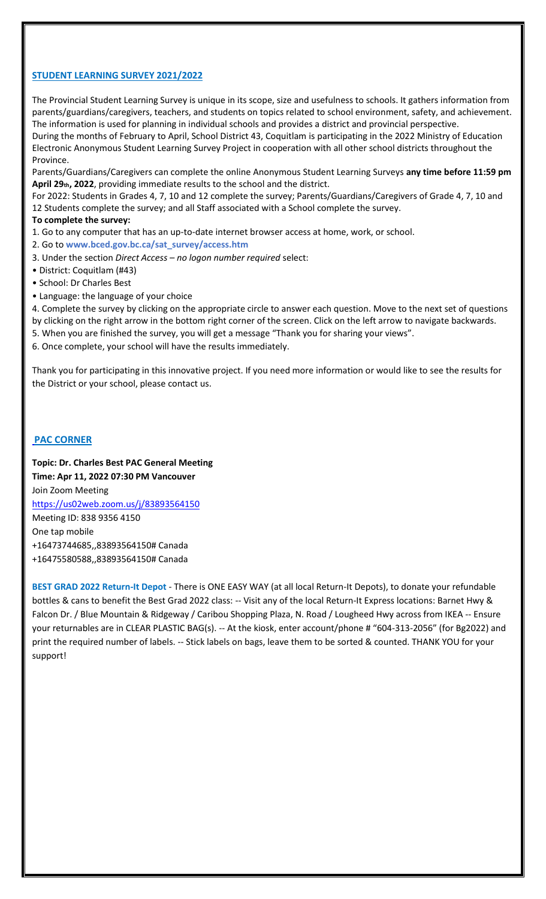## STUDENT LEARNING SURVEY 2021/2022

The Provincial Student Learning Survey is unique in its scope, size and usefulness to schools. It gathers information from parents/guardians/caregivers, teachers, and students on topics related to school environment, safety, and achievement. The information is used for planning in individual schools and provides a district and provincial perspective.
During the months of February to April, School District 43, Coquitlam is participating in the 2022 Ministry of Education Electronic Anonymous Student Learning Survey Project in cooperation with all other school districts throughout the Province.

Parents/Guardians/Caregivers can complete the online Anonymous Student Learning Surveys **any time before 11:59 pm April 29th, 2022**, providing immediate results to the school and the district.

For 2022: Students in Grades 4, 7, 10 and 12 complete the survey; Parents/Guardians/Caregivers of Grade 4, 7, 10 and 12 Students complete the survey; and all Staff associated with a School complete the survey.

**To complete the survey:**

1. Go to any computer that has an up-to-date internet browser access at home, work, or school.
2. Go to **www.bced.gov.bc.ca/sat_survey/access.htm**
3. Under the section *Direct Access – no logon number required* select:
   - District: Coquitlam (#43)
   - School: Dr Charles Best
   - Language: the language of your choice
4. Complete the survey by clicking on the appropriate circle to answer each question. Move to the next set of questions by clicking on the right arrow in the bottom right corner of the screen. Click on the left arrow to navigate backwards.
5. When you are finished the survey, you will get a message "Thank you for sharing your views".
6. Once complete, your school will have the results immediately.

Thank you for participating in this innovative project. If you need more information or would like to see the results for the District or your school, please contact us.

## PAC CORNER

**Topic: Dr. Charles Best PAC General Meeting**
**Time: Apr 11, 2022 07:30 PM Vancouver**
Join Zoom Meeting
https://us02web.zoom.us/j/83893564150
Meeting ID: 838 9356 4150
One tap mobile
+16473744685,,83893564150# Canada
+16475580588,,83893564150# Canada

**BEST GRAD 2022 Return-It Depot** - There is ONE EASY WAY (at all local Return-It Depots), to donate your refundable bottles & cans to benefit the Best Grad 2022 class: -- Visit any of the local Return-It Express locations: Barnet Hwy & Falcon Dr. / Blue Mountain & Ridgeway / Caribou Shopping Plaza, N. Road / Lougheed Hwy across from IKEA -- Ensure your returnables are in CLEAR PLASTIC BAG(S). -- At the kiosk, enter account/phone # "604-313-2056" (for Bg2022) and print the required number of labels. -- Stick labels on bags, leave them to be sorted & counted. THANK YOU for your support!